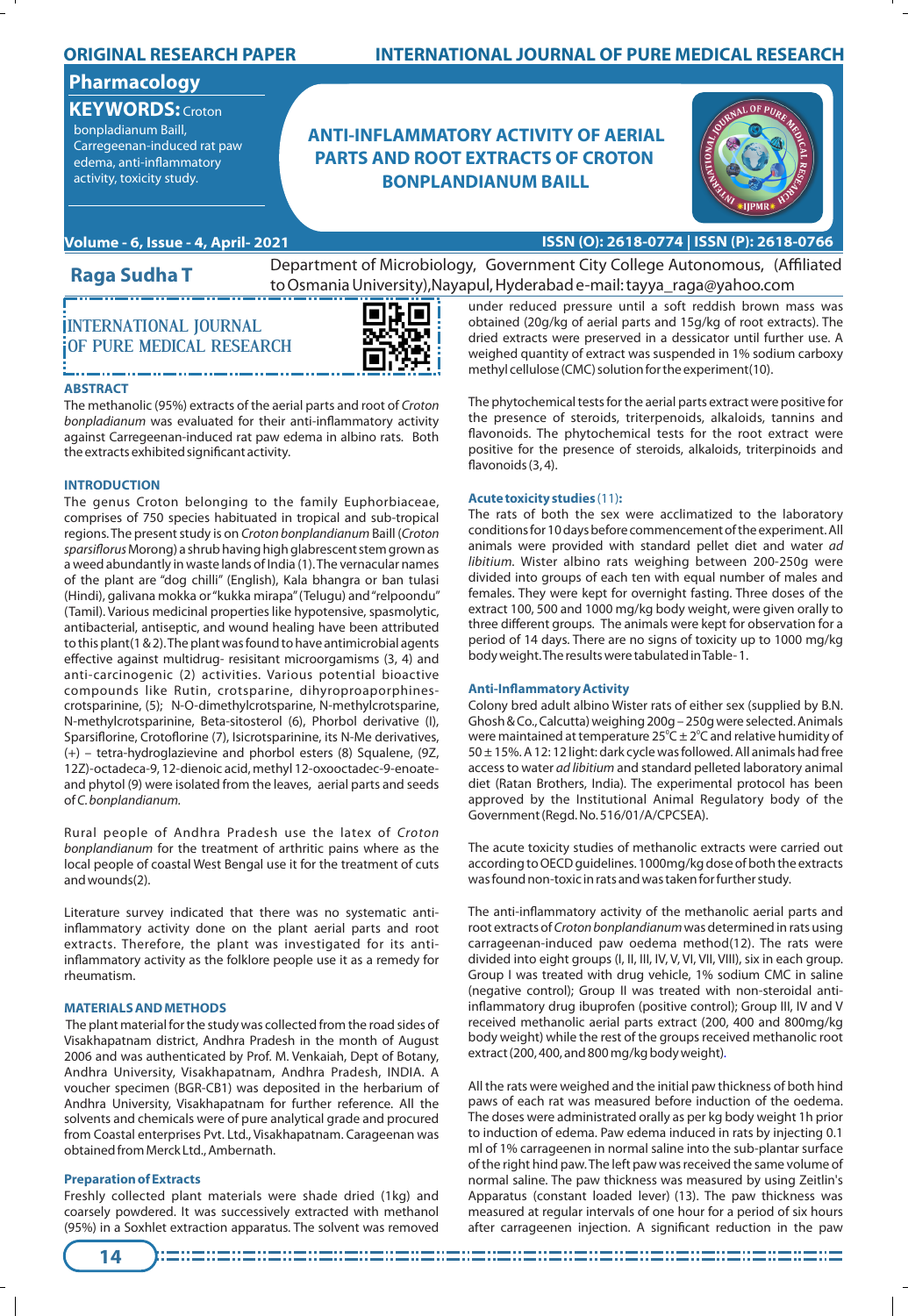ORIGINAL RESEARCH PAPER

**Pharmacology**

**KEYWORDS:** Croton bonpladianum Baill, Carregeenan-induced rat paw edema, anti-inflammatory activity, toxicity study.

# ANTI-INFLAMMATORY ACTIVITY OF AERIAL PARTS AND ROOT EXTRACTS OF CROTON BONPLANDIANUM BAILL

**Raga Sudha T** — Department of Microbiology, Government City College Autonomous, (Affiliated to Osmania University), Nayapul, Hyderabad e-mail: tayya_raga@yahoo.com

### ABSTRACT

The methanolic (95%) extracts of the aerial parts and root of *Croton bonpladianum* was evaluated for their anti-inflammatory activity against Carregeenan-induced rat paw edema in albino rats. Both the extracts exhibited significant activity.

### INTRODUCTION

The genus Croton belonging to the family Euphorbiaceae, comprises of 750 species habituated in tropical and sub-tropical regions. The present study is on *Croton bonplandianum* Baill (*Croton sparsiflorus* Morong) a shrub having high glabrescent stem grown as a weed abundantly in waste lands of India (1). The vernacular names of the plant are "dog chilli" (English), Kala bhangra or ban tulasi (Hindi), galivana mokka or "kukka mirapa" (Telugu) and "relpoondu" (Tamil). Various medicinal properties like hypotensive, spasmolytic, antibacterial, antiseptic, and wound healing have been attributed to this plant(1 & 2). The plant was found to have antimicrobial agents effective against multidrug- resisitant microorgamisms (3, 4) and anti-carcinogenic (2) activities. Various potential bioactive compounds like Rutin, crotsparine, dihyroproaporphines-crotsparinine, (5); N-O-dimethylcrotsparine, N-methylcrotsparine, N-methylcrotsparinine, Beta-sitosterol (6), Phorbol derivative (I), Sparsiflorine, Crotoflorine (7), Isicrotsparinine, its N-Me derivatives, (+) – tetra-hydroglazievine and phorbol esters (8) Squalene, (9Z, 12Z)-octadeca-9, 12-dienoic acid, methyl 12-oxooctadec-9-enoate-and phytol (9) were isolated from the leaves, aerial parts and seeds of *C. bonplandianum.*

Rural people of Andhra Pradesh use the latex of *Croton bonplandianum* for the treatment of arthritic pains where as the local people of coastal West Bengal use it for the treatment of cuts and wounds(2).

Literature survey indicated that there was no systematic anti-inflammatory activity done on the plant aerial parts and root extracts. Therefore, the plant was investigated for its anti-inflammatory activity as the folklore people use it as a remedy for rheumatism.

### MATERIALS AND METHODS

The plant material for the study was collected from the road sides of Visakhapatnam district, Andhra Pradesh in the month of August 2006 and was authenticated by Prof. M. Venkaiah, Dept of Botany, Andhra University, Visakhapatnam, Andhra Pradesh, INDIA. A voucher specimen (BGR-CB1) was deposited in the herbarium of Andhra University, Visakhapatnam for further reference. All the solvents and chemicals were of pure analytical grade and procured from Coastal enterprises Pvt. Ltd., Visakhapatnam. Carageenan was obtained from Merck Ltd., Ambernath.

#### Preparation of Extracts

Freshly collected plant materials were shade dried (1kg) and coarsely powdered. It was successively extracted with methanol (95%) in a Soxhlet extraction apparatus. The solvent was removed under reduced pressure until a soft reddish brown mass was obtained (20g/kg of aerial parts and 15g/kg of root extracts). The dried extracts were preserved in a dessicator until further use. A weighed quantity of extract was suspended in 1% sodium carboxy methyl cellulose (CMC) solution for the experiment(10).

The phytochemical tests for the aerial parts extract were positive for the presence of steroids, triterpenoids, alkaloids, tannins and flavonoids. The phytochemical tests for the root extract were positive for the presence of steroids, alkaloids, triterpinoids and flavonoids (3, 4).

#### Acute toxicity studies (11):

The rats of both the sex were acclimatized to the laboratory conditions for 10 days before commencement of the experiment. All animals were provided with standard pellet diet and water *ad libitium*. Wister albino rats weighing between 200-250g were divided into groups of each ten with equal number of males and females. They were kept for overnight fasting. Three doses of the extract 100, 500 and 1000 mg/kg body weight, were given orally to three different groups. The animals were kept for observation for a period of 14 days. There are no signs of toxicity up to 1000 mg/kg body weight. The results were tabulated in Table- 1.

#### Anti-Inflammatory Activity

Colony bred adult albino Wister rats of either sex (supplied by B.N. Ghosh & Co., Calcutta) weighing 200g – 250g were selected. Animals were maintained at temperature $25^{\circ}C \pm 2^{\circ}C$ and relative humidity of $50 \pm 15\%$. A 12: 12 light: dark cycle was followed. All animals had free access to water *ad libitium* and standard pelleted laboratory animal diet (Ratan Brothers, India). The experimental protocol has been approved by the Institutional Animal Regulatory body of the Government (Regd. No. 516/01/A/CPCSEA).

The acute toxicity studies of methanolic extracts were carried out according to OECD guidelines. 1000mg/kg dose of both the extracts was found non-toxic in rats and was taken for further study.

The anti-inflammatory activity of the methanolic aerial parts and root extracts of *Croton bonplandianum* was determined in rats using carrageenan-induced paw oedema method(12). The rats were divided into eight groups (I, II, III, IV, V, VI, VII, VIII), six in each group. Group I was treated with drug vehicle, 1% sodium CMC in saline (negative control); Group II was treated with non-steroidal anti-inflammatory drug ibuprofen (positive control); Group III, IV and V received methanolic aerial parts extract (200, 400 and 800mg/kg body weight) while the rest of the groups received methanolic root extract (200, 400, and 800 mg/kg body weight).

All the rats were weighed and the initial paw thickness of both hind paws of each rat was measured before induction of the oedema. The doses were administrated orally as per kg body weight 1h prior to induction of edema. Paw edema induced in rats by injecting 0.1 ml of 1% carrageenan in normal saline into the sub-plantar surface of the right hind paw. The left paw was received the same volume of normal saline. The paw thickness was measured by using Zeitlin's Apparatus (constant loaded lever) (13). The paw thickness was measured at regular intervals of one hour for a period of six hours after carrageenen injection. A significant reduction in the paw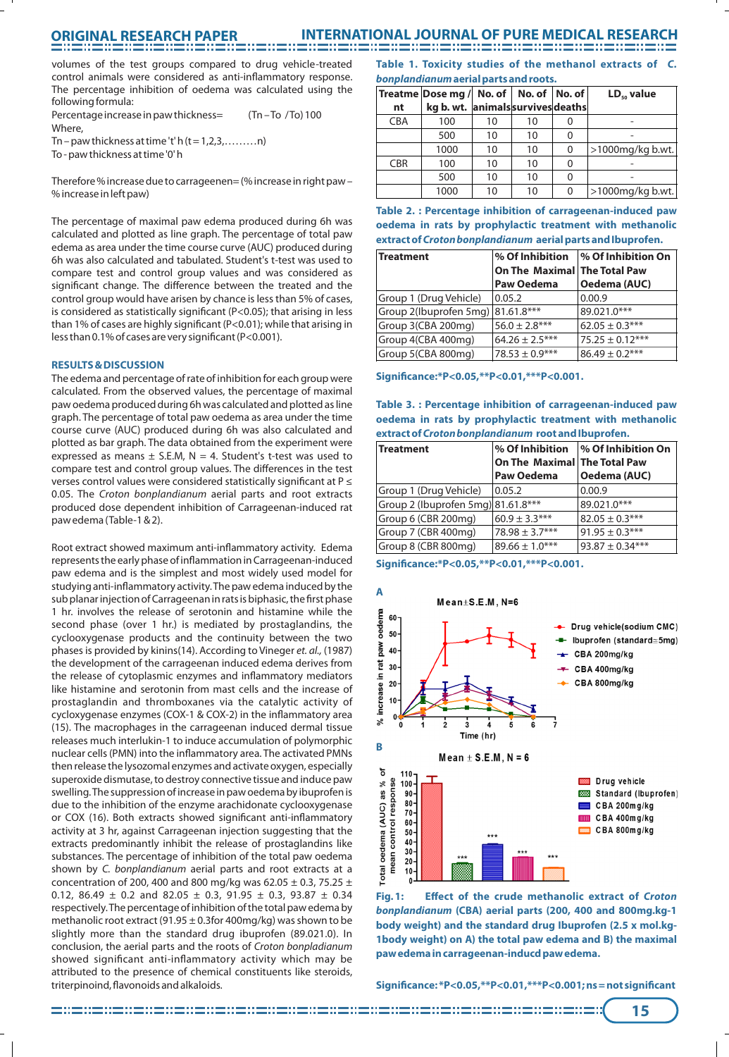volumes of the test groups compared to drug vehicle-treated control animals were considered as anti-inflammatory response. The percentage inhibition of oedema was calculated using the following formula:

Percentage increase in paw thickness= (Tn – To /To) 100

Where,

Tn – paw thickness at time 't' h (t = 1,2,3,………n)

To - paw thickness at time '0' h

Therefore % increase due to carrageenen= (% increase in right paw – % increase in left paw)

The percentage of maximal paw edema produced during 6h was calculated and plotted as line graph. The percentage of total paw edema as area under the time course curve (AUC) produced during 6h was also calculated and tabulated. Student's t-test was used to compare test and control group values and was considered as significant change. The difference between the treated and the control group would have arisen by chance is less than 5% of cases, is considered as statistically significant (P<0.05); that arising in less than 1% of cases are highly significant (P<0.01); while that arising in less than 0.1% of cases are very significant (P<0.001).

## RESULTS & DISCUSSION

The edema and percentage of rate of inhibition for each group were calculated. From the observed values, the percentage of maximal paw oedema produced during 6h was calculated and plotted as line graph. The percentage of total paw oedema as area under the time course curve (AUC) produced during 6h was also calculated and plotted as bar graph. The data obtained from the experiment were expressed as means ± S.E.M, N = 4. Student's t-test was used to compare test and control group values. The differences in the test verses control values were considered statistically significant at P ≤ 0.05. The *Croton bonplandianum* aerial parts and root extracts produced dose dependent inhibition of Carrageenan-induced rat paw edema (Table-1 & 2).

Root extract showed maximum anti-inflammatory activity. Edema represents the early phase of inflammation in Carrageenan-induced paw edema and is the simplest and most widely used model for studying anti-inflammatory activity. The paw edema induced by the sub planar injection of Carrageenan in rats is biphasic, the first phase 1 hr. involves the release of serotonin and histamine while the second phase (over 1 hr.) is mediated by prostaglandins, the cyclooxygenase products and the continuity between the two phases is provided by kinins(14). According to Vineger *et. al.,* (1987) the development of the carrageenan induced edema derives from the release of cytoplasmic enzymes and inflammatory mediators like histamine and serotonin from mast cells and the increase of prostaglandin and thromboxanes via the catalytic activity of cycloxygenase enzymes (COX-1 & COX-2) in the inflammatory area (15). The macrophages in the carrageenan induced dermal tissue releases much interlukin-1 to induce accumulation of polymorphic nuclear cells (PMN) into the inflammatory area. The activated PMNs then release the lysozomal enzymes and activate oxygen, especially superoxide dismutase, to destroy connective tissue and induce paw swelling. The suppression of increase in paw oedema by ibuprofen is due to the inhibition of the enzyme arachidonate cyclooxygenase or COX (16). Both extracts showed significant anti-inflammatory activity at 3 hr, against Carrageenan injection suggesting that the extracts predominantly inhibit the release of prostaglandins like substances. The percentage of inhibition of the total paw oedema shown by *C. bonplandianum* aerial parts and root extracts at a concentration of 200, 400 and 800 mg/kg was 62.05 ± 0.3, 75.25 ± 0.12, 86.49 ± 0.2 and 82.05 ± 0.3, 91.95 ± 0.3, 93.87 ± 0.34 respectively. The percentage of inhibition of the total paw edema by methanolic root extract (91.95 ± 0.3for 400mg/kg) was shown to be slightly more than the standard drug ibuprofen (89.021.0). In conclusion, the aerial parts and the roots of *Croton bonpladianum* showed significant anti-inflammatory activity which may be attributed to the presence of chemical constituents like steroids, triterpinoind, flavonoids and alkaloids.

**Table 1. Toxicity studies of the methanol extracts of *C. bonplandianum* aerial parts and roots.**

| Treatment | Dose mg / kg b. wt. | No. of animals | No. of survives | No. of deaths | $LD_{50}$ value |
|---|---|---|---|---|---|
| CBA | 100 | 10 | 10 | 0 | - |
| | 500 | 10 | 10 | 0 | - |
| | 1000 | 10 | 10 | 0 | >1000mg/kg b.wt. |
| CBR | 100 | 10 | 10 | 0 | - |
| | 500 | 10 | 10 | 0 | - |
| | 1000 | 10 | 10 | 0 | >1000mg/kg b.wt. |

**Table 2. : Percentage inhibition of carrageenan-induced paw oedema in rats by prophylactic treatment with methanolic extract of *Croton bonplandianum* aerial parts and Ibuprofen.**

| Treatment | % Of Inhibition On The Maximal Paw Oedema | % Of Inhibition On The Total Paw Oedema (AUC) |
|---|---|---|
| Group 1 (Drug Vehicle) | 0.05.2 | 0.00.9 |
| Group 2(Ibuprofen 5mg) | 81.61.8*** | 89.021.0*** |
| Group 3(CBA 200mg) | 56.0 ± 2.8*** | 62.05 ± 0.3*** |
| Group 4(CBA 400mg) | 64.26 ± 2.5*** | 75.25 ± 0.12*** |
| Group 5(CBA 800mg) | 78.53 ± 0.9*** | 86.49 ± 0.2*** |

**Significance:*P<0.05,**P<0.01,***P<0.001.**

**Table 3. : Percentage inhibition of carrageenan-induced paw oedema in rats by prophylactic treatment with methanolic extract of *Croton bonplandianum* root and Ibuprofen.**

| Treatment | % Of Inhibition On The Maximal Paw Oedema | % Of Inhibition On The Total Paw Oedema (AUC) |
|---|---|---|
| Group 1 (Drug Vehicle) | 0.05.2 | 0.00.9 |
| Group 2 (Ibuprofen 5mg) | 81.61.8*** | 89.021.0*** |
| Group 6 (CBR 200mg) | 60.9 ± 3.3*** | 82.05 ± 0.3*** |
| Group 7 (CBR 400mg) | 78.98 ± 3.7*** | 91.95 ± 0.3*** |
| Group 8 (CBR 800mg) | 89.66 ± 1.0*** | 93.87 ± 0.34*** |

**Significance:*P<0.05,**P<0.01,***P<0.001.**

**Fig. 1: Effect of the crude methanolic extract of *Croton bonplandianum* (CBA) aerial parts (200, 400 and 800mg.kg-1 body weight) and the standard drug Ibuprofen (2.5 x mol.kg-1body weight) on A) the total paw edema and B) the maximal paw edema in carrageenan-inducd paw edema.**

**Significance: *P<0.05,**P<0.01,***P<0.001; ns = not significant**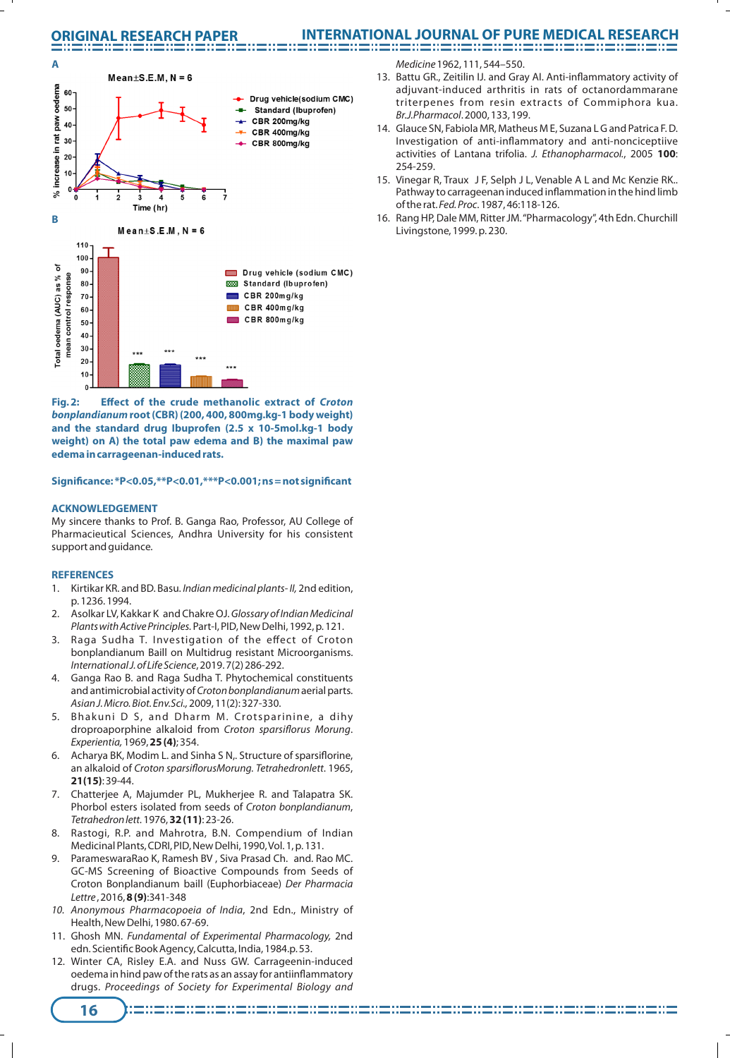A

Mean±S.E.M, N = 6

% increase in rat paw oedema

60
50
40
30
20
10
0

0 1 2 3 4 5 6 7

Time (hr)

Drug vehicle(sodium CMC)
Standard (Ibuprofen)
CBR 200mg/kg
CBR 400mg/kg
CBR 800mg/kg

B

Mean±S.E.M, N = 6

Total oedema (AUC) as % of mean control response

110
100
90
80
70
60
50
40
30
20
10
0

*** *** *** ***

Drug vehicle (sodium CMC)
Standard (Ibuprofen)
CBR 200mg/kg
CBR 400mg/kg
CBR 800mg/kg

**Fig. 2: Effect of the crude methanolic extract of *Croton bonplandianum* root (CBR) (200, 400, 800mg.kg-1 body weight) and the standard drug Ibuprofen (2.5 x 10-5mol.kg-1 body weight) on A) the total paw edema and B) the maximal paw edema in carrageenan-induced rats.**

**Significance: *P<0.05,**P<0.01,***P<0.001; ns = not significant**

## ACKNOWLEDGEMENT

My sincere thanks to Prof. B. Ganga Rao, Professor, AU College of Pharmacieutical Sciences, Andhra University for his consistent support and guidance.

## REFERENCES

1. Kirtikar KR. and BD. Basu. *Indian medicinal plants- II,* 2nd edition, p. 1236. 1994.
2. Asolkar LV, Kakkar K and Chakre OJ. *Glossary of Indian Medicinal Plants with Active Principles.* Part-I, PID, New Delhi, 1992, p. 121.
3. Raga Sudha T. Investigation of the effect of Croton bonplandianum Baill on Multidrug resistant Microorganisms. *International J. of Life Science*, 2019. 7(2) 286-292.
4. Ganga Rao B. and Raga Sudha T. Phytochemical constituents and antimicrobial activity of *Croton bonplandianum* aerial parts. *Asian J. Micro. Biot. Env.Sci.,* 2009, 11(2): 327-330.
5. Bhakuni D S, and Dharm M. Crotsparinine, a dihy droproaporphine alkaloid from *Croton sparsiflorus Morung*. *Experientia,* 1969, **25 (4)**; 354.
6. Acharya BK, Modim L. and Sinha S N,. Structure of sparsiflorine, an alkaloid of *Croton sparsiflorusMorung. Tetrahedronlett*. 1965, **21(15)**: 39-44.
7. Chatterjee A, Majumder PL, Mukherjee R. and Talapatra SK. Phorbol esters isolated from seeds of *Croton bonplandianum*, *Tetrahedron lett*. 1976, **32 (11)**: 23-26.
8. Rastogi, R.P. and Mahrotra, B.N. Compendium of Indian Medicinal Plants, CDRI, PID, New Delhi, 1990, Vol. 1, p. 131.
9. ParameswaraRao K, Ramesh BV , Siva Prasad Ch. and. Rao MC. GC-MS Screening of Bioactive Compounds from Seeds of Croton Bonplandianum baill (Euphorbiaceae) *Der Pharmacia Lettre*, 2016, **8 (9)**:341-348
10. *Anonymous Pharmacopoeia of India*, 2nd Edn., Ministry of Health, New Delhi, 1980. 67-69.
11. Ghosh MN. *Fundamental of Experimental Pharmacology,* 2nd edn. Scientific Book Agency, Calcutta, India, 1984.p. 53.
12. Winter CA, Risley E.A. and Nuss GW. Carrageenin-induced oedema in hind paw of the rats as an assay for antiinflammatory drugs. *Proceedings of Society for Experimental Biology and Medicine* 1962, 111, 544–550.
13. Battu GR., Zeitilin IJ. and Gray AI. Anti-inflammatory activity of adjuvant-induced arthritis in rats of octanordammarane triterpenes from resin extracts of Commiphora kua. *Br.J.Pharmacol*. 2000, 133, 199.
14. Glauce SN, Fabiola MR, Matheus M E, Suzana L G and Patrica F. D. Investigation of anti-inflammatory and anti-nonciceptiive activities of Lantana trifolia. *J. Ethanopharmacol.*, 2005 **100**: 254-259.
15. Vinegar R, Traux J F, Selph J L, Venable A L and Mc Kenzie RK.. Pathway to carrageenan induced inflammation in the hind limb of the rat. *Fed. Proc*. 1987, 46:118-126.
16. Rang HP, Dale MM, Ritter JM. "Pharmacology", 4th Edn. Churchill Livingstone, 1999. p. 230.